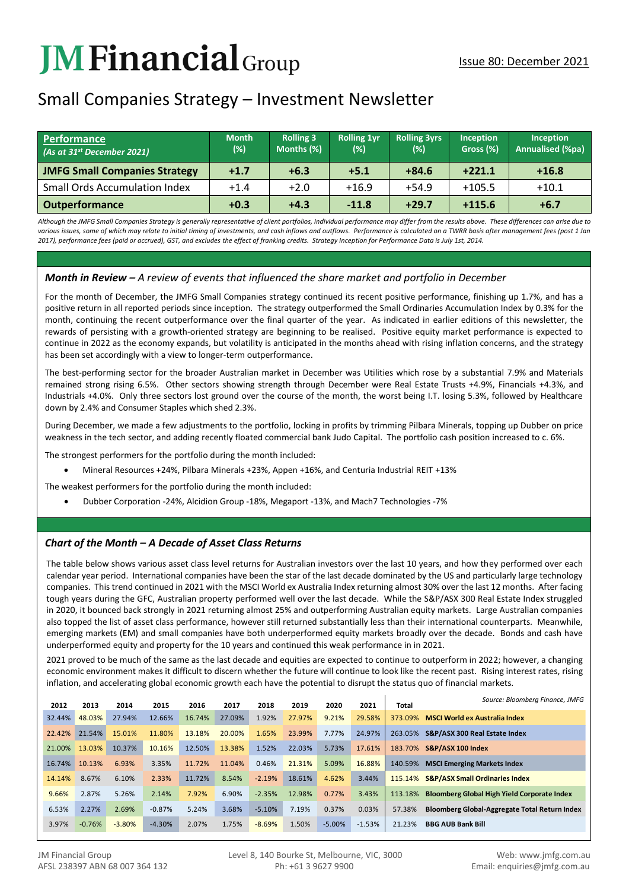# JM Financial Group

Issue 80: December 2021

## Small Companies Strategy – Investment Newsletter

| **Performance** *(As at 31st December 2021)* | Month (%) | Rolling 3 Months (%) | Rolling 1yr (%) | Rolling 3yrs (%) | Inception Gross (%) | Inception Annualised (%pa) |
|---|---|---|---|---|---|---|
| **JMFG Small Companies Strategy** | **+1.7** | **+6.3** | **+5.1** | **+84.6** | **+221.1** | **+16.8** |
| Small Ords Accumulation Index | +1.4 | +2.0 | +16.9 | +54.9 | +105.5 | +10.1 |
| **Outperformance** | **+0.3** | **+4.3** | **-11.8** | **+29.7** | **+115.6** | **+6.7** |

*Although the JMFG Small Companies Strategy is generally representative of client portfolios, Individual performance may differ from the results above. These differences can arise due to various issues, some of which may relate to initial timing of investments, and cash inflows and outflows. Performance is calculated on a TWRR basis after management fees (post 1 Jan 2017), performance fees (paid or accrued), GST, and excludes the effect of franking credits. Strategy Inception for Performance Data is July 1st, 2014.*

### *Month in Review – A review of events that influenced the share market and portfolio in December*

For the month of December, the JMFG Small Companies strategy continued its recent positive performance, finishing up 1.7%, and has a positive return in all reported periods since inception. The strategy outperformed the Small Ordinaries Accumulation Index by 0.3% for the month, continuing the recent outperformance over the final quarter of the year. As indicated in earlier editions of this newsletter, the rewards of persisting with a growth-oriented strategy are beginning to be realised. Positive equity market performance is expected to continue in 2022 as the economy expands, but volatility is anticipated in the months ahead with rising inflation concerns, and the strategy has been set accordingly with a view to longer-term outperformance.

The best-performing sector for the broader Australian market in December was Utilities which rose by a substantial 7.9% and Materials remained strong rising 6.5%. Other sectors showing strength through December were Real Estate Trusts +4.9%, Financials +4.3%, and Industrials +4.0%. Only three sectors lost ground over the course of the month, the worst being I.T. losing 5.3%, followed by Healthcare down by 2.4% and Consumer Staples which shed 2.3%.

During December, we made a few adjustments to the portfolio, locking in profits by trimming Pilbara Minerals, topping up Dubber on price weakness in the tech sector, and adding recently floated commercial bank Judo Capital. The portfolio cash position increased to c. 6%.

The strongest performers for the portfolio during the month included:

- Mineral Resources +24%, Pilbara Minerals +23%, Appen +16%, and Centuria Industrial REIT +13%

The weakest performers for the portfolio during the month included:

- Dubber Corporation -24%, Alcidion Group -18%, Megaport -13%, and Mach7 Technologies -7%

### *Chart of the Month – A Decade of Asset Class Returns*

The table below shows various asset class level returns for Australian investors over the last 10 years, and how they performed over each calendar year period. International companies have been the star of the last decade dominated by the US and particularly large technology companies. This trend continued in 2021 with the MSCI World ex Australia Index returning almost 30% over the last 12 months. After facing tough years during the GFC, Australian property performed well over the last decade. While the S&P/ASX 300 Real Estate Index struggled in 2020, it bounced back strongly in 2021 returning almost 25% and outperforming Australian equity markets. Large Australian companies also topped the list of asset class performance, however still returned substantially less than their international counterparts. Meanwhile, emerging markets (EM) and small companies have both underperformed equity markets broadly over the decade. Bonds and cash have underperformed equity and property for the 10 years and continued this weak performance in in 2021.

2021 proved to be much of the same as the last decade and equities are expected to continue to outperform in 2022; however, a changing economic environment makes it difficult to discern whether the future will continue to look like the recent past. Rising interest rates, rising inflation, and accelerating global economic growth each have the potential to disrupt the status quo of financial markets.

*Source: Bloomberg Finance, JMFG*

| 2012 | 2013 | 2014 | 2015 | 2016 | 2017 | 2018 | 2019 | 2020 | 2021 | Total | |
|---|---|---|---|---|---|---|---|---|---|---|---|
| 32.44% | 48.03% | 27.94% | 12.66% | 16.74% | 27.09% | 1.92% | 27.97% | 9.21% | 29.58% | 373.09% | **MSCI World ex Australia Index** |
| 22.42% | 21.54% | 15.01% | 11.80% | 13.18% | 20.00% | 1.65% | 23.99% | 7.77% | 24.97% | 263.05% | **S&P/ASX 300 Real Estate Index** |
| 21.00% | 13.03% | 10.37% | 10.16% | 12.50% | 13.38% | 1.52% | 22.03% | 5.73% | 17.61% | 183.70% | **S&P/ASX 100 Index** |
| 16.74% | 10.13% | 6.93% | 3.35% | 11.72% | 11.04% | 0.46% | 21.31% | 5.09% | 16.88% | 140.59% | **MSCI Emerging Markets Index** |
| 14.14% | 8.67% | 6.10% | 2.33% | 11.72% | 8.54% | -2.19% | 18.61% | 4.62% | 3.44% | 115.14% | **S&P/ASX Small Ordinaries Index** |
| 9.66% | 2.87% | 5.26% | 2.14% | 7.92% | 6.90% | -2.35% | 12.98% | 0.77% | 3.43% | 113.18% | **Bloomberg Global High Yield Corporate Index** |
| 6.53% | 2.27% | 2.69% | -0.87% | 5.24% | 3.68% | -5.10% | 7.19% | 0.37% | 0.03% | 57.38% | **Bloomberg Global-Aggregate Total Return Index** |
| 3.97% | -0.76% | -3.80% | -4.30% | 2.07% | 1.75% | -8.69% | 1.50% | -5.00% | -1.53% | 21.23% | **BBG AUB Bank Bill** |

JM Financial Group
AFSL 238397 ABN 68 007 364 132

Level 8, 140 Bourke St, Melbourne, VIC, 3000
Ph: +61 3 9627 9900

Web: www.jmfg.com.au
Email: enquiries@jmfg.com.au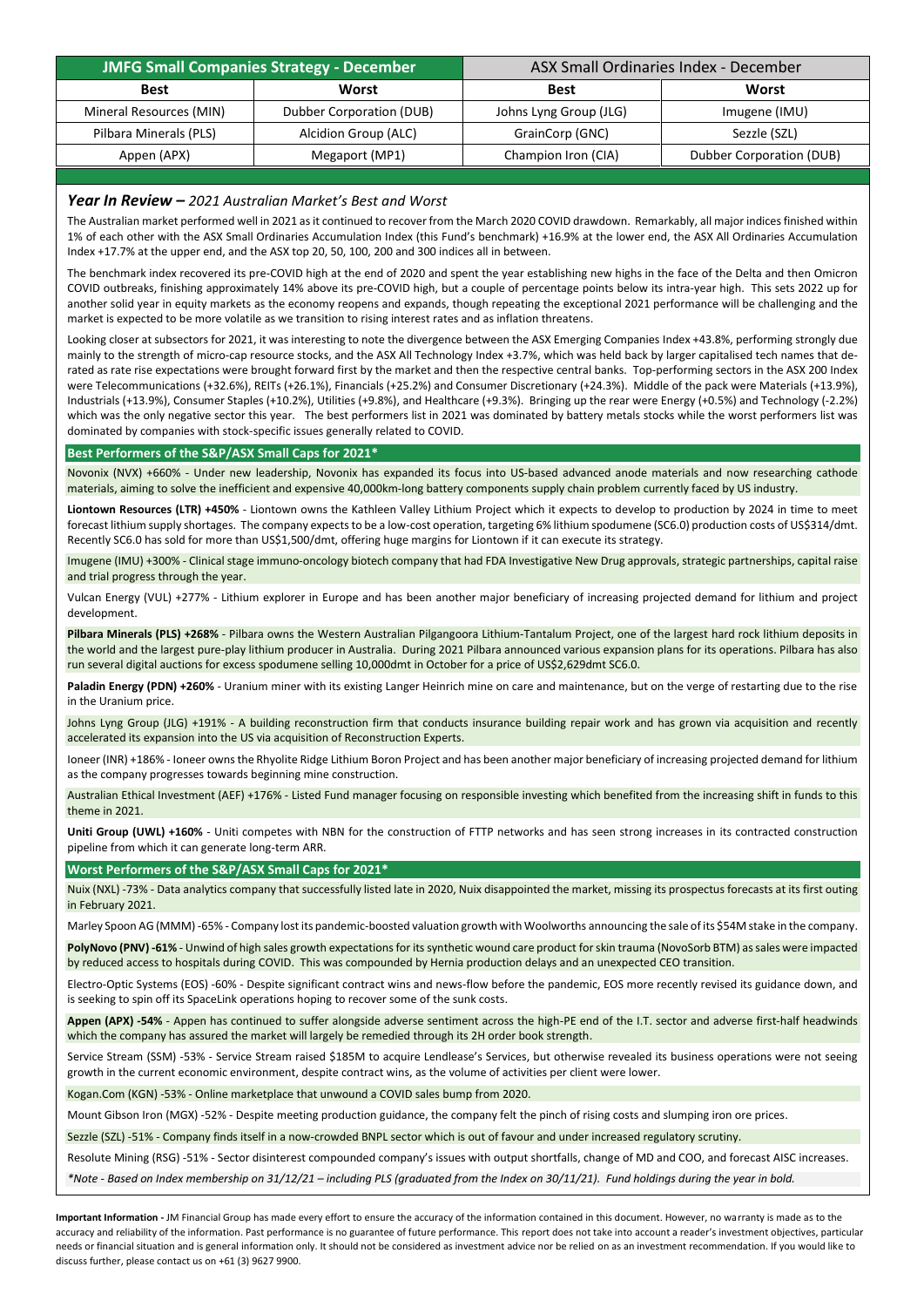| JMFG Small Companies Strategy - December | | ASX Small Ordinaries Index - December | |
|---|---|---|---|
| **Best** | **Worst** | **Best** | **Worst** |
| Mineral Resources (MIN) | Dubber Corporation (DUB) | Johns Lyng Group (JLG) | Imugene (IMU) |
| Pilbara Minerals (PLS) | Alcidion Group (ALC) | GrainCorp (GNC) | Sezzle (SZL) |
| Appen (APX) | Megaport (MP1) | Champion Iron (CIA) | Dubber Corporation (DUB) |

## *Year In Review – 2021 Australian Market's Best and Worst*

The Australian market performed well in 2021 as it continued to recover from the March 2020 COVID drawdown. Remarkably, all major indices finished within 1% of each other with the ASX Small Ordinaries Accumulation Index (this Fund's benchmark) +16.9% at the lower end, the ASX All Ordinaries Accumulation Index +17.7% at the upper end, and the ASX top 20, 50, 100, 200 and 300 indices all in between.

The benchmark index recovered its pre-COVID high at the end of 2020 and spent the year establishing new highs in the face of the Delta and then Omicron COVID outbreaks, finishing approximately 14% above its pre-COVID high, but a couple of percentage points below its intra-year high. This sets 2022 up for another solid year in equity markets as the economy reopens and expands, though repeating the exceptional 2021 performance will be challenging and the market is expected to be more volatile as we transition to rising interest rates and as inflation threatens.

Looking closer at subsectors for 2021, it was interesting to note the divergence between the ASX Emerging Companies Index +43.8%, performing strongly due mainly to the strength of micro-cap resource stocks, and the ASX All Technology Index +3.7%, which was held back by larger capitalised tech names that de-rated as rate rise expectations were brought forward first by the market and then the respective central banks. Top-performing sectors in the ASX 200 Index were Telecommunications (+32.6%), REITs (+26.1%), Financials (+25.2%) and Consumer Discretionary (+24.3%). Middle of the pack were Materials (+13.9%), Industrials (+13.9%), Consumer Staples (+10.2%), Utilities (+9.8%), and Healthcare (+9.3%). Bringing up the rear were Energy (+0.5%) and Technology (-2.2%) which was the only negative sector this year. The best performers list in 2021 was dominated by battery metals stocks while the worst performers list was dominated by companies with stock-specific issues generally related to COVID.

### Best Performers of the S&P/ASX Small Caps for 2021*

Novonix (NVX) +660% - Under new leadership, Novonix has expanded its focus into US-based advanced anode materials and now researching cathode materials, aiming to solve the inefficient and expensive 40,000km-long battery components supply chain problem currently faced by US industry.

**Liontown Resources (LTR) +450%** - Liontown owns the Kathleen Valley Lithium Project which it expects to develop to production by 2024 in time to meet forecast lithium supply shortages. The company expects to be a low-cost operation, targeting 6% lithium spodumene (SC6.0) production costs of US$314/dmt. Recently SC6.0 has sold for more than US$1,500/dmt, offering huge margins for Liontown if it can execute its strategy.

Imugene (IMU) +300% - Clinical stage immuno-oncology biotech company that had FDA Investigative New Drug approvals, strategic partnerships, capital raise and trial progress through the year.

Vulcan Energy (VUL) +277% - Lithium explorer in Europe and has been another major beneficiary of increasing projected demand for lithium and project development.

**Pilbara Minerals (PLS) +268%** - Pilbara owns the Western Australian Pilgangoora Lithium-Tantalum Project, one of the largest hard rock lithium deposits in the world and the largest pure-play lithium producer in Australia. During 2021 Pilbara announced various expansion plans for its operations. Pilbara has also run several digital auctions for excess spodumene selling 10,000dmt in October for a price of US$2,629dmt SC6.0.

**Paladin Energy (PDN) +260%** - Uranium miner with its existing Langer Heinrich mine on care and maintenance, but on the verge of restarting due to the rise in the Uranium price.

Johns Lyng Group (JLG) +191% - A building reconstruction firm that conducts insurance building repair work and has grown via acquisition and recently accelerated its expansion into the US via acquisition of Reconstruction Experts.

Ioneer (INR) +186% - Ioneer owns the Rhyolite Ridge Lithium Boron Project and has been another major beneficiary of increasing projected demand for lithium as the company progresses towards beginning mine construction.

Australian Ethical Investment (AEF) +176% - Listed Fund manager focusing on responsible investing which benefited from the increasing shift in funds to this theme in 2021.

**Uniti Group (UWL) +160%** - Uniti competes with NBN for the construction of FTTP networks and has seen strong increases in its contracted construction pipeline from which it can generate long-term ARR.

### Worst Performers of the S&P/ASX Small Caps for 2021*

Nuix (NXL) -73% - Data analytics company that successfully listed late in 2020, Nuix disappointed the market, missing its prospectus forecasts at its first outing in February 2021.

Marley Spoon AG (MMM) -65% - Company lost its pandemic-boosted valuation growth with Woolworths announcing the sale of its $54M stake in the company.

**PolyNovo (PNV) -61%** - Unwind of high sales growth expectations for its synthetic wound care product for skin trauma (NovoSorb BTM) as sales were impacted by reduced access to hospitals during COVID. This was compounded by Hernia production delays and an unexpected CEO transition.

Electro-Optic Systems (EOS) -60% - Despite significant contract wins and news-flow before the pandemic, EOS more recently revised its guidance down, and is seeking to spin off its SpaceLink operations hoping to recover some of the sunk costs.

**Appen (APX) -54%** - Appen has continued to suffer alongside adverse sentiment across the high-PE end of the I.T. sector and adverse first-half headwinds which the company has assured the market will largely be remedied through its 2H order book strength.

Service Stream (SSM) -53% - Service Stream raised $185M to acquire Lendlease's Services, but otherwise revealed its business operations were not seeing growth in the current economic environment, despite contract wins, as the volume of activities per client were lower.

Kogan.Com (KGN) -53% - Online marketplace that unwound a COVID sales bump from 2020.

Mount Gibson Iron (MGX) -52% - Despite meeting production guidance, the company felt the pinch of rising costs and slumping iron ore prices.

Sezzle (SZL) -51% - Company finds itself in a now-crowded BNPL sector which is out of favour and under increased regulatory scrutiny.

Resolute Mining (RSG) -51% - Sector disinterest compounded company's issues with output shortfalls, change of MD and COO, and forecast AISC increases.

*\*Note - Based on Index membership on 31/12/21 – including PLS (graduated from the Index on 30/11/21). Fund holdings during the year in bold.*

**Important Information -** JM Financial Group has made every effort to ensure the accuracy of the information contained in this document. However, no warranty is made as to the accuracy and reliability of the information. Past performance is no guarantee of future performance. This report does not take into account a reader's investment objectives, particular needs or financial situation and is general information only. It should not be considered as investment advice nor be relied on as an investment recommendation. If you would like to discuss further, please contact us on +61 (3) 9627 9900.